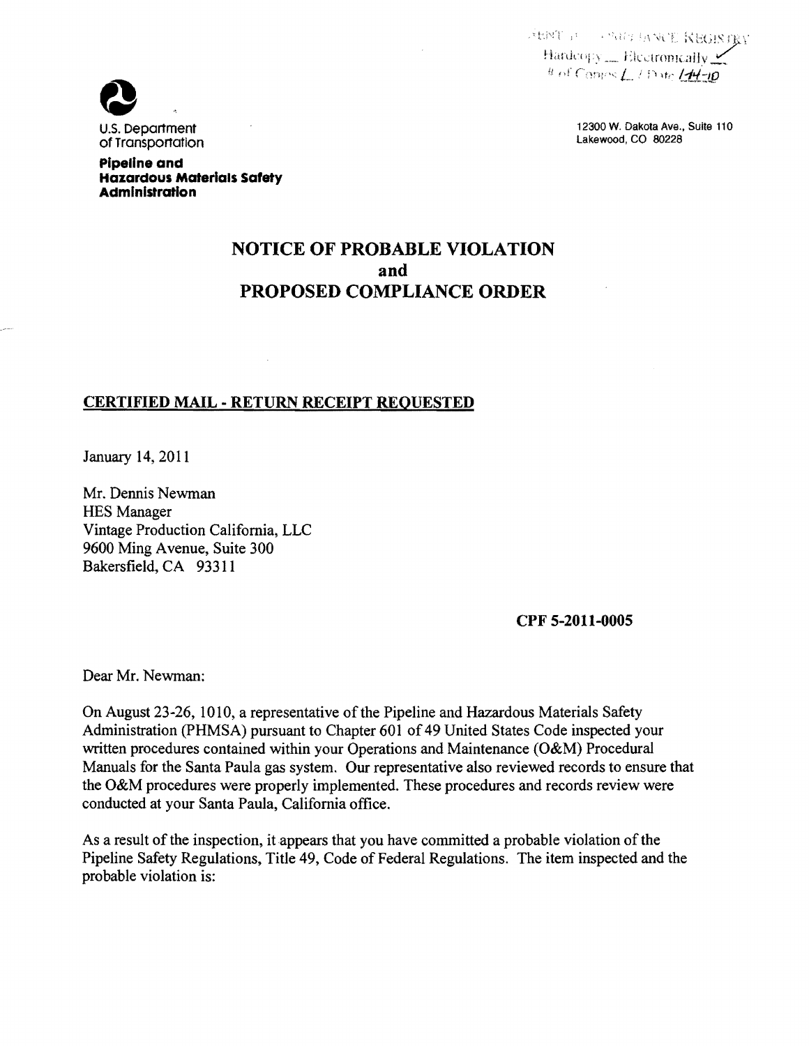SENT TO COMPLIANCE REGISTRY
Hardcopy ___ Electronically ✓
# of Copies 1 / Date 1-14-10

U.S. Department of Transportation

**Pipeline and Hazardous Materials Safety Administration**

12300 W. Dakota Ave., Suite 110
Lakewood, CO 80228

# NOTICE OF PROBABLE VIOLATION and PROPOSED COMPLIANCE ORDER

**CERTIFIED MAIL - RETURN RECEIPT REQUESTED**

January 14, 2011

Mr. Dennis Newman
HES Manager
Vintage Production California, LLC
9600 Ming Avenue, Suite 300
Bakersfield, CA 93311

**CPF 5-2011-0005**

Dear Mr. Newman:

On August 23-26, 1010, a representative of the Pipeline and Hazardous Materials Safety Administration (PHMSA) pursuant to Chapter 601 of 49 United States Code inspected your written procedures contained within your Operations and Maintenance (O&M) Procedural Manuals for the Santa Paula gas system. Our representative also reviewed records to ensure that the O&M procedures were properly implemented. These procedures and records review were conducted at your Santa Paula, California office.

As a result of the inspection, it appears that you have committed a probable violation of the Pipeline Safety Regulations, Title 49, Code of Federal Regulations. The item inspected and the probable violation is: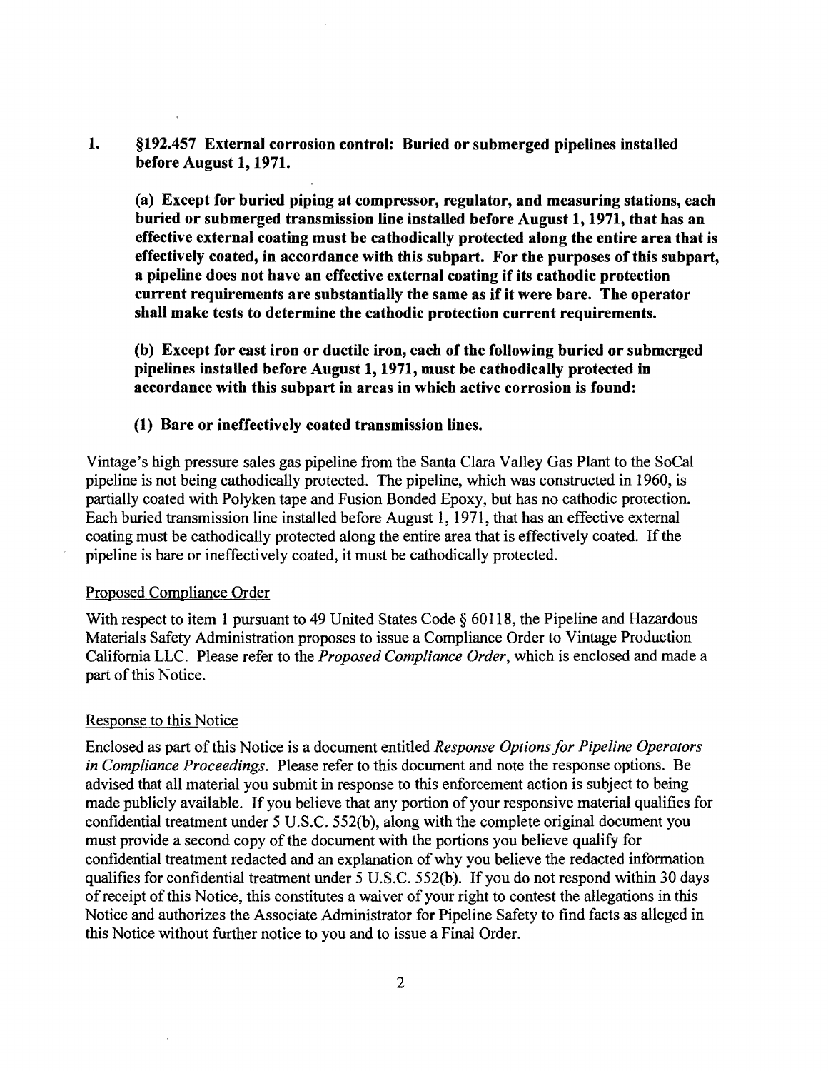1. **§192.457 External corrosion control: Buried or submerged pipelines installed before August 1, 1971.**

   **(a) Except for buried piping at compressor, regulator, and measuring stations, each buried or submerged transmission line installed before August 1, 1971, that has an effective external coating must be cathodically protected along the entire area that is effectively coated, in accordance with this subpart. For the purposes of this subpart, a pipeline does not have an effective external coating if its cathodic protection current requirements are substantially the same as if it were bare. The operator shall make tests to determine the cathodic protection current requirements.**

   **(b) Except for cast iron or ductile iron, each of the following buried or submerged pipelines installed before August 1, 1971, must be cathodically protected in accordance with this subpart in areas in which active corrosion is found:**

   **(1) Bare or ineffectively coated transmission lines.**

Vintage's high pressure sales gas pipeline from the Santa Clara Valley Gas Plant to the SoCal pipeline is not being cathodically protected. The pipeline, which was constructed in 1960, is partially coated with Polyken tape and Fusion Bonded Epoxy, but has no cathodic protection. Each buried transmission line installed before August 1, 1971, that has an effective external coating must be cathodically protected along the entire area that is effectively coated. If the pipeline is bare or ineffectively coated, it must be cathodically protected.

Proposed Compliance Order

With respect to item 1 pursuant to 49 United States Code § 60118, the Pipeline and Hazardous Materials Safety Administration proposes to issue a Compliance Order to Vintage Production California LLC. Please refer to the *Proposed Compliance Order*, which is enclosed and made a part of this Notice.

Response to this Notice

Enclosed as part of this Notice is a document entitled *Response Options for Pipeline Operators in Compliance Proceedings*. Please refer to this document and note the response options. Be advised that all material you submit in response to this enforcement action is subject to being made publicly available. If you believe that any portion of your responsive material qualifies for confidential treatment under 5 U.S.C. 552(b), along with the complete original document you must provide a second copy of the document with the portions you believe qualify for confidential treatment redacted and an explanation of why you believe the redacted information qualifies for confidential treatment under 5 U.S.C. 552(b). If you do not respond within 30 days of receipt of this Notice, this constitutes a waiver of your right to contest the allegations in this Notice and authorizes the Associate Administrator for Pipeline Safety to find facts as alleged in this Notice without further notice to you and to issue a Final Order.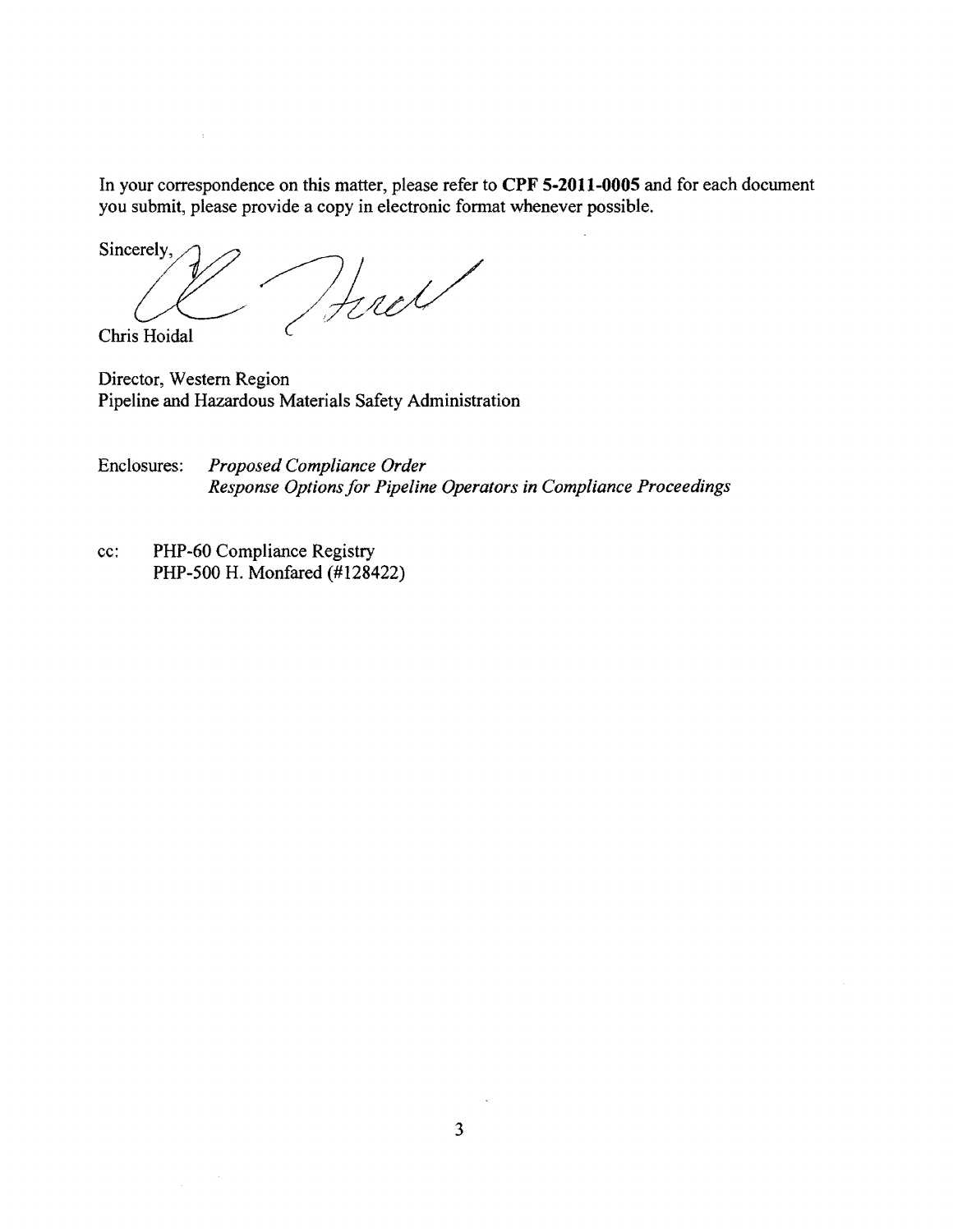In your correspondence on this matter, please refer to **CPF 5-2011-0005** and for each document you submit, please provide a copy in electronic format whenever possible.

Sincerely,

Chris Hoidal

Director, Western Region
Pipeline and Hazardous Materials Safety Administration

Enclosures: *Proposed Compliance Order*
*Response Options for Pipeline Operators in Compliance Proceedings*

cc: PHP-60 Compliance Registry
PHP-500 H. Monfared (#128422)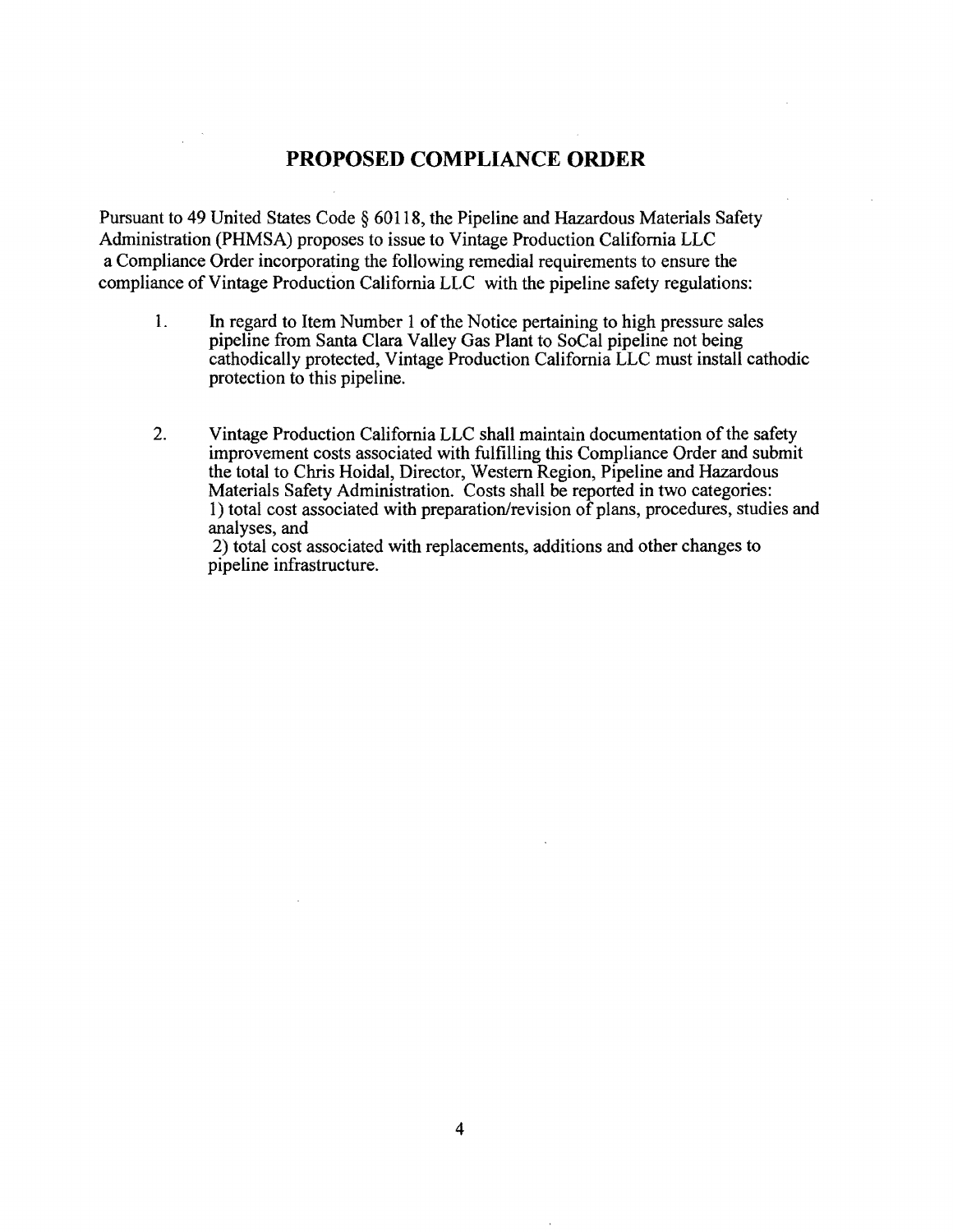# PROPOSED COMPLIANCE ORDER

Pursuant to 49 United States Code § 60118, the Pipeline and Hazardous Materials Safety Administration (PHMSA) proposes to issue to Vintage Production California LLC a Compliance Order incorporating the following remedial requirements to ensure the compliance of Vintage Production California LLC with the pipeline safety regulations:

1. In regard to Item Number 1 of the Notice pertaining to high pressure sales pipeline from Santa Clara Valley Gas Plant to SoCal pipeline not being cathodically protected, Vintage Production California LLC must install cathodic protection to this pipeline.

2. Vintage Production California LLC shall maintain documentation of the safety improvement costs associated with fulfilling this Compliance Order and submit the total to Chris Hoidal, Director, Western Region, Pipeline and Hazardous Materials Safety Administration. Costs shall be reported in two categories:
   1) total cost associated with preparation/revision of plans, procedures, studies and analyses, and
   2) total cost associated with replacements, additions and other changes to pipeline infrastructure.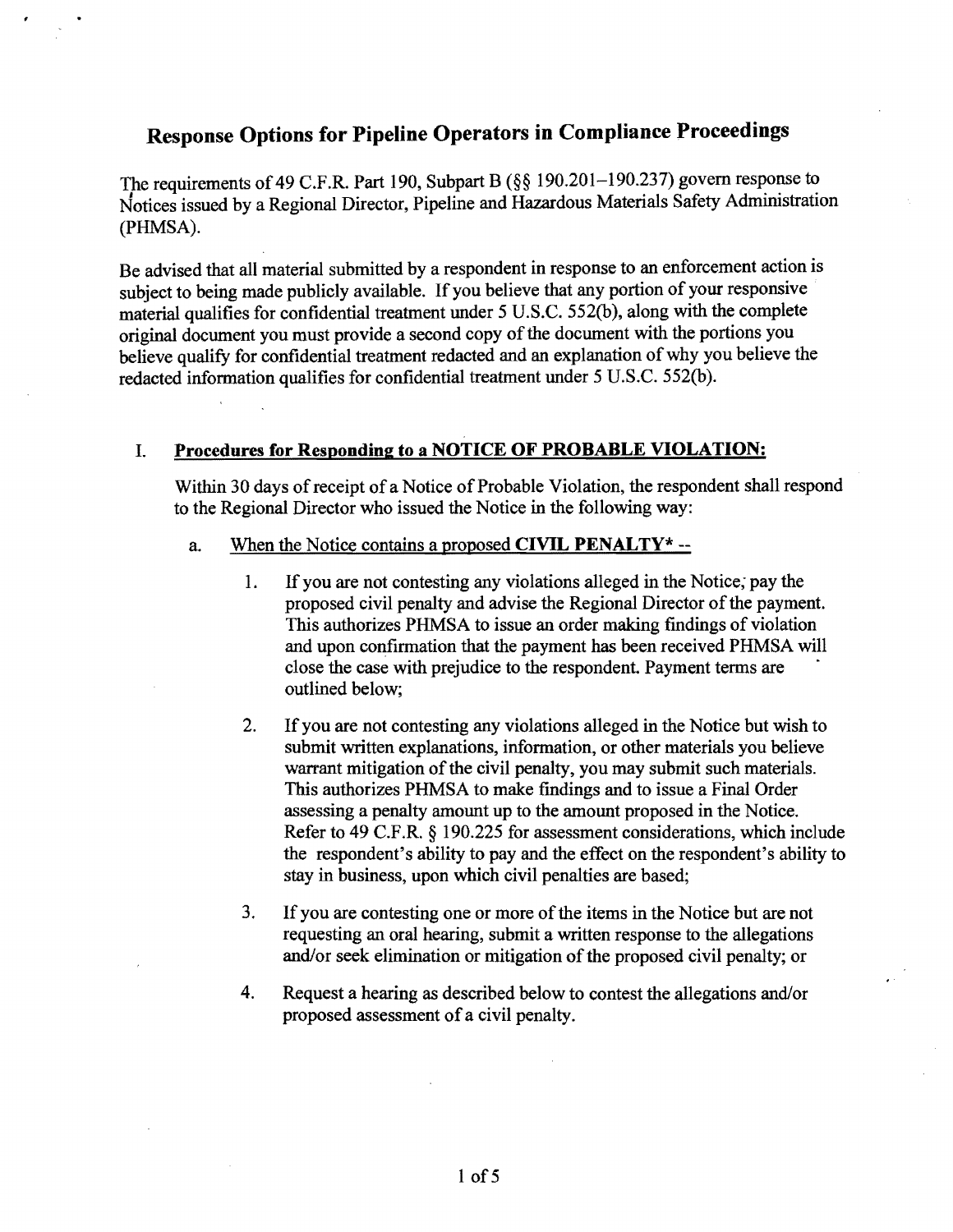# Response Options for Pipeline Operators in Compliance Proceedings

The requirements of 49 C.F.R. Part 190, Subpart B (§§ 190.201–190.237) govern response to Notices issued by a Regional Director, Pipeline and Hazardous Materials Safety Administration (PHMSA).

Be advised that all material submitted by a respondent in response to an enforcement action is subject to being made publicly available. If you believe that any portion of your responsive material qualifies for confidential treatment under 5 U.S.C. 552(b), along with the complete original document you must provide a second copy of the document with the portions you believe qualify for confidential treatment redacted and an explanation of why you believe the redacted information qualifies for confidential treatment under 5 U.S.C. 552(b).

## I. Procedures for Responding to a NOTICE OF PROBABLE VIOLATION:

Within 30 days of receipt of a Notice of Probable Violation, the respondent shall respond to the Regional Director who issued the Notice in the following way:

a. When the Notice contains a proposed **CIVIL PENALTY*** --

1. If you are not contesting any violations alleged in the Notice, pay the proposed civil penalty and advise the Regional Director of the payment. This authorizes PHMSA to issue an order making findings of violation and upon confirmation that the payment has been received PHMSA will close the case with prejudice to the respondent. Payment terms are outlined below;

2. If you are not contesting any violations alleged in the Notice but wish to submit written explanations, information, or other materials you believe warrant mitigation of the civil penalty, you may submit such materials. This authorizes PHMSA to make findings and to issue a Final Order assessing a penalty amount up to the amount proposed in the Notice. Refer to 49 C.F.R. § 190.225 for assessment considerations, which include the respondent's ability to pay and the effect on the respondent's ability to stay in business, upon which civil penalties are based;

3. If you are contesting one or more of the items in the Notice but are not requesting an oral hearing, submit a written response to the allegations and/or seek elimination or mitigation of the proposed civil penalty; or

4. Request a hearing as described below to contest the allegations and/or proposed assessment of a civil penalty.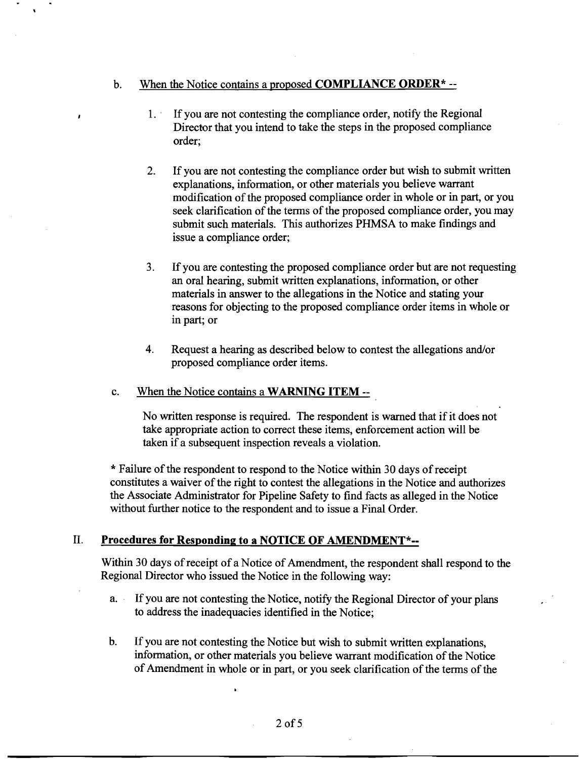b. <u>When the Notice contains a proposed **COMPLIANCE ORDER*** --</u>

1. If you are not contesting the compliance order, notify the Regional Director that you intend to take the steps in the proposed compliance order;

2. If you are not contesting the compliance order but wish to submit written explanations, information, or other materials you believe warrant modification of the proposed compliance order in whole or in part, or you seek clarification of the terms of the proposed compliance order, you may submit such materials. This authorizes PHMSA to make findings and issue a compliance order;

3. If you are contesting the proposed compliance order but are not requesting an oral hearing, submit written explanations, information, or other materials in answer to the allegations in the Notice and stating your reasons for objecting to the proposed compliance order items in whole or in part; or

4. Request a hearing as described below to contest the allegations and/or proposed compliance order items.

c. <u>When the Notice contains a **WARNING ITEM** --</u>

No written response is required. The respondent is warned that if it does not take appropriate action to correct these items, enforcement action will be taken if a subsequent inspection reveals a violation.

* Failure of the respondent to respond to the Notice within 30 days of receipt constitutes a waiver of the right to contest the allegations in the Notice and authorizes the Associate Administrator for Pipeline Safety to find facts as alleged in the Notice without further notice to the respondent and to issue a Final Order.

## II. <u>Procedures for Responding to a NOTICE OF AMENDMENT*--</u>

Within 30 days of receipt of a Notice of Amendment, the respondent shall respond to the Regional Director who issued the Notice in the following way:

a. If you are not contesting the Notice, notify the Regional Director of your plans to address the inadequacies identified in the Notice;

b. If you are not contesting the Notice but wish to submit written explanations, information, or other materials you believe warrant modification of the Notice of Amendment in whole or in part, or you seek clarification of the terms of the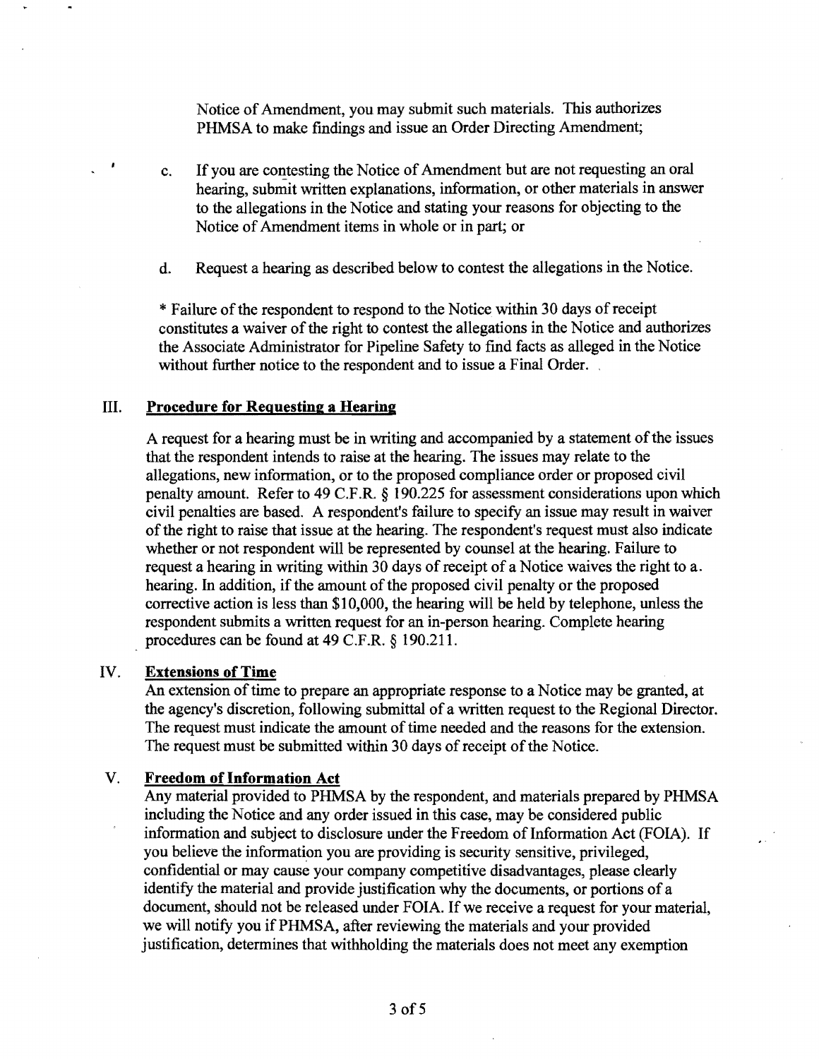Notice of Amendment, you may submit such materials. This authorizes PHMSA to make findings and issue an Order Directing Amendment;

c. If you are contesting the Notice of Amendment but are not requesting an oral hearing, submit written explanations, information, or other materials in answer to the allegations in the Notice and stating your reasons for objecting to the Notice of Amendment items in whole or in part; or

d. Request a hearing as described below to contest the allegations in the Notice.

* Failure of the respondent to respond to the Notice within 30 days of receipt constitutes a waiver of the right to contest the allegations in the Notice and authorizes the Associate Administrator for Pipeline Safety to find facts as alleged in the Notice without further notice to the respondent and to issue a Final Order.

## III. Procedure for Requesting a Hearing

A request for a hearing must be in writing and accompanied by a statement of the issues that the respondent intends to raise at the hearing. The issues may relate to the allegations, new information, or to the proposed compliance order or proposed civil penalty amount. Refer to 49 C.F.R. § 190.225 for assessment considerations upon which civil penalties are based. A respondent's failure to specify an issue may result in waiver of the right to raise that issue at the hearing. The respondent's request must also indicate whether or not respondent will be represented by counsel at the hearing. Failure to request a hearing in writing within 30 days of receipt of a Notice waives the right to a hearing. In addition, if the amount of the proposed civil penalty or the proposed corrective action is less than $10,000, the hearing will be held by telephone, unless the respondent submits a written request for an in-person hearing. Complete hearing procedures can be found at 49 C.F.R. § 190.211.

## IV. Extensions of Time

An extension of time to prepare an appropriate response to a Notice may be granted, at the agency's discretion, following submittal of a written request to the Regional Director. The request must indicate the amount of time needed and the reasons for the extension. The request must be submitted within 30 days of receipt of the Notice.

## V. Freedom of Information Act

Any material provided to PHMSA by the respondent, and materials prepared by PHMSA including the Notice and any order issued in this case, may be considered public information and subject to disclosure under the Freedom of Information Act (FOIA). If you believe the information you are providing is security sensitive, privileged, confidential or may cause your company competitive disadvantages, please clearly identify the material and provide justification why the documents, or portions of a document, should not be released under FOIA. If we receive a request for your material, we will notify you if PHMSA, after reviewing the materials and your provided justification, determines that withholding the materials does not meet any exemption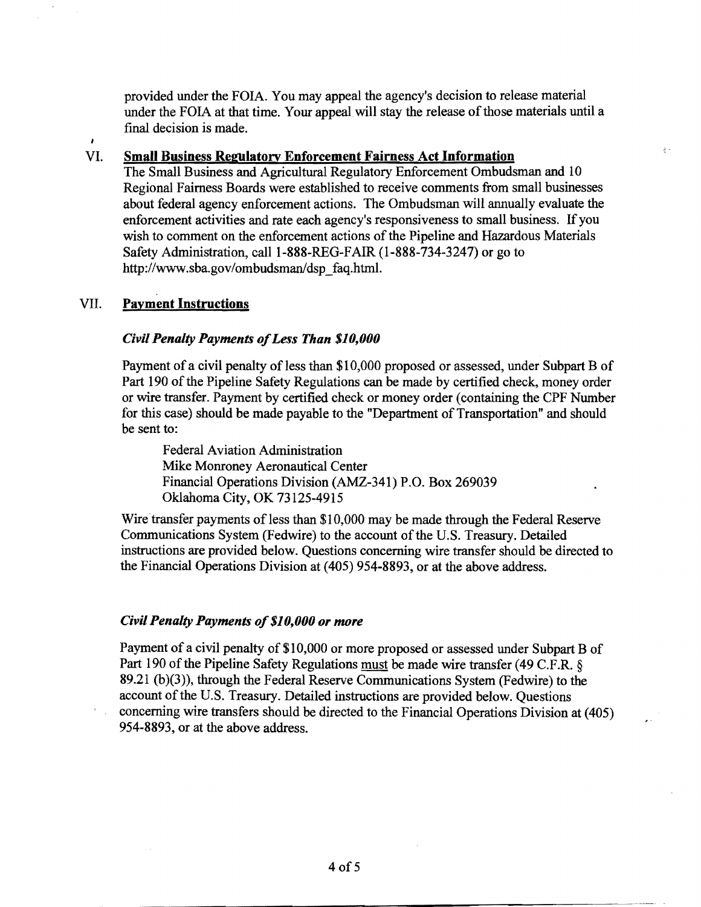provided under the FOIA. You may appeal the agency's decision to release material under the FOIA at that time. Your appeal will stay the release of those materials until a final decision is made.

## VI. Small Business Regulatory Enforcement Fairness Act Information

The Small Business and Agricultural Regulatory Enforcement Ombudsman and 10 Regional Fairness Boards were established to receive comments from small businesses about federal agency enforcement actions. The Ombudsman will annually evaluate the enforcement activities and rate each agency's responsiveness to small business. If you wish to comment on the enforcement actions of the Pipeline and Hazardous Materials Safety Administration, call 1-888-REG-FAIR (1-888-734-3247) or go to http://www.sba.gov/ombudsman/dsp_faq.html.

## VII. Payment Instructions

### *Civil Penalty Payments of Less Than $10,000*

Payment of a civil penalty of less than $10,000 proposed or assessed, under Subpart B of Part 190 of the Pipeline Safety Regulations can be made by certified check, money order or wire transfer. Payment by certified check or money order (containing the CPF Number for this case) should be made payable to the "Department of Transportation" and should be sent to:

Federal Aviation Administration
Mike Monroney Aeronautical Center
Financial Operations Division (AMZ-341) P.O. Box 269039
Oklahoma City, OK 73125-4915

Wire transfer payments of less than $10,000 may be made through the Federal Reserve Communications System (Fedwire) to the account of the U.S. Treasury. Detailed instructions are provided below. Questions concerning wire transfer should be directed to the Financial Operations Division at (405) 954-8893, or at the above address.

### *Civil Penalty Payments of $10,000 or more*

Payment of a civil penalty of $10,000 or more proposed or assessed under Subpart B of Part 190 of the Pipeline Safety Regulations must be made wire transfer (49 C.F.R. § 89.21 (b)(3)), through the Federal Reserve Communications System (Fedwire) to the account of the U.S. Treasury. Detailed instructions are provided below. Questions concerning wire transfers should be directed to the Financial Operations Division at (405) 954-8893, or at the above address.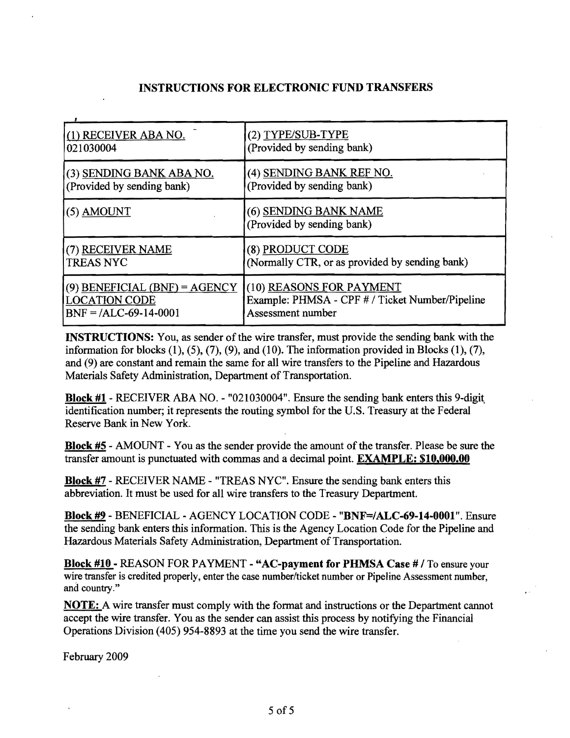# INSTRUCTIONS FOR ELECTRONIC FUND TRANSFERS

| | |
|---|---|
| (1) RECEIVER ABA NO.<br>021030004 | (2) TYPE/SUB-TYPE<br>(Provided by sending bank) |
| (3) SENDING BANK ABA NO.<br>(Provided by sending bank) | (4) SENDING BANK REF NO.<br>(Provided by sending bank) |
| (5) AMOUNT | (6) SENDING BANK NAME<br>(Provided by sending bank) |
| (7) RECEIVER NAME<br>TREAS NYC | (8) PRODUCT CODE<br>(Normally CTR, or as provided by sending bank) |
| (9) BENEFICIAL (BNF) = AGENCY LOCATION CODE<br>BNF = /ALC-69-14-0001 | (10) REASONS FOR PAYMENT<br>Example: PHMSA - CPF # / Ticket Number/Pipeline Assessment number |

**INSTRUCTIONS:** You, as sender of the wire transfer, must provide the sending bank with the information for blocks (1), (5), (7), (9), and (10). The information provided in Blocks (1), (7), and (9) are constant and remain the same for all wire transfers to the Pipeline and Hazardous Materials Safety Administration, Department of Transportation.

**Block #1** - RECEIVER ABA NO. - "021030004". Ensure the sending bank enters this 9-digit identification number; it represents the routing symbol for the U.S. Treasury at the Federal Reserve Bank in New York.

**Block #5** - AMOUNT - You as the sender provide the amount of the transfer. Please be sure the transfer amount is punctuated with commas and a decimal point. **EXAMPLE: $10,000.00**

**Block #7** - RECEIVER NAME - "TREAS NYC". Ensure the sending bank enters this abbreviation. It must be used for all wire transfers to the Treasury Department.

**Block #9** - BENEFICIAL - AGENCY LOCATION CODE - "**BNF=/ALC-69-14-0001**". Ensure the sending bank enters this information. This is the Agency Location Code for the Pipeline and Hazardous Materials Safety Administration, Department of Transportation.

**Block #10** - REASON FOR PAYMENT - **"AC-payment for PHMSA Case # /** To ensure your wire transfer is credited properly, enter the case number/ticket number or Pipeline Assessment number, and country."

**NOTE:** A wire transfer must comply with the format and instructions or the Department cannot accept the wire transfer. You as the sender can assist this process by notifying the Financial Operations Division (405) 954-8893 at the time you send the wire transfer.

February 2009